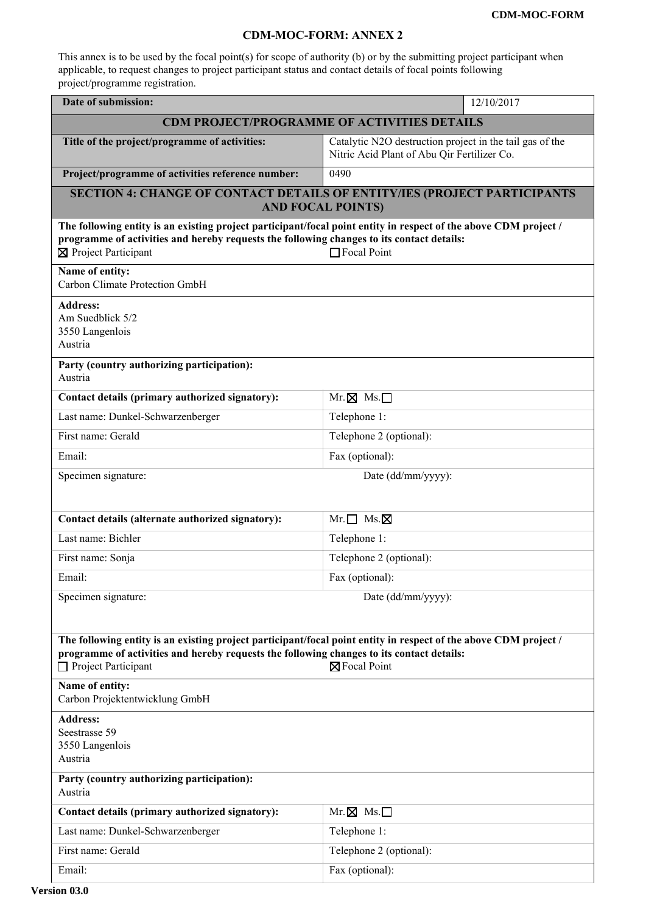# CDM-MOC-FORM: ANNEX 2

This annex is to be used by the focal point(s) for scope of authority (b) or by the submitting project participant when applicable, to request changes to project participant status and contact details of focal points following project/programme registration.

| **Date of submission:** | 12/10/2017 |
|---|---|
| **CDM PROJECT/PROGRAMME OF ACTIVITIES DETAILS** | |
| **Title of the project/programme of activities:** | Catalytic N2O destruction project in the tail gas of the Nitric Acid Plant of Abu Qir Fertilizer Co. |
| **Project/programme of activities reference number:** | 0490 |

## SECTION 4: CHANGE OF CONTACT DETAILS OF ENTITY/IES (PROJECT PARTICIPANTS AND FOCAL POINTS)

**The following entity is an existing project participant/focal point entity in respect of the above CDM project / programme of activities and hereby requests the following changes to its contact details:**

☒ Project Participant ☐ Focal Point

**Name of entity:**
Carbon Climate Protection GmbH

**Address:**
Am Suedblick 5/2
3550 Langenlois
Austria

**Party (country authorizing participation):**
Austria

| **Contact details (primary authorized signatory):** | Mr. ☒ Ms. ☐ |
|---|---|
| Last name: Dunkel-Schwarzenberger | Telephone 1: |
| First name: Gerald | Telephone 2 (optional): |
| Email: | Fax (optional): |
| Specimen signature: | Date (dd/mm/yyyy): |

| **Contact details (alternate authorized signatory):** | Mr. ☐ Ms. ☒ |
|---|---|
| Last name: Bichler | Telephone 1: |
| First name: Sonja | Telephone 2 (optional): |
| Email: | Fax (optional): |
| Specimen signature: | Date (dd/mm/yyyy): |

**The following entity is an existing project participant/focal point entity in respect of the above CDM project / programme of activities and hereby requests the following changes to its contact details:**

☐ Project Participant ☒ Focal Point

**Name of entity:**
Carbon Projektentwicklung GmbH

**Address:**
Seestrasse 59
3550 Langenlois
Austria

**Party (country authorizing participation):**
Austria

| **Contact details (primary authorized signatory):** | Mr. ☒ Ms. ☐ |
|---|---|
| Last name: Dunkel-Schwarzenberger | Telephone 1: |
| First name: Gerald | Telephone 2 (optional): |
| Email: | Fax (optional): |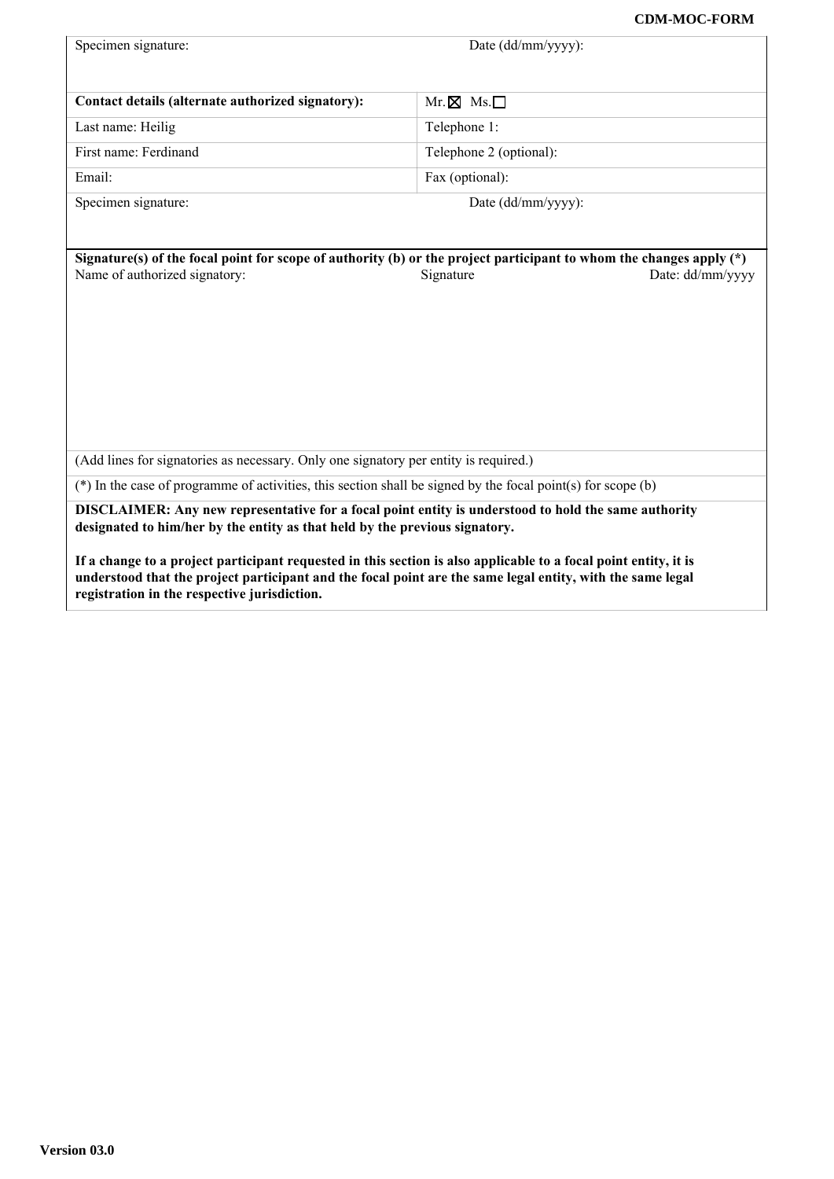| | |
|---|---|
| Specimen signature: | Date (dd/mm/yyyy): |
| **Contact details (alternate authorized signatory):** | Mr. ☒ Ms. ☐ |
| Last name: Heilig | Telephone 1: |
| First name: Ferdinand | Telephone 2 (optional): |
| Email: | Fax (optional): |
| Specimen signature: | Date (dd/mm/yyyy): |

**Signature(s) of the focal point for scope of authority (b) or the project participant to whom the changes apply (*)**

| Name of authorized signatory: | Signature | Date: dd/mm/yyyy |
|---|---|---|
| | | |

(Add lines for signatories as necessary. Only one signatory per entity is required.)

(*) In the case of programme of activities, this section shall be signed by the focal point(s) for scope (b)

**DISCLAIMER: Any new representative for a focal point entity is understood to hold the same authority designated to him/her by the entity as that held by the previous signatory.**

**If a change to a project participant requested in this section is also applicable to a focal point entity, it is understood that the project participant and the focal point are the same legal entity, with the same legal registration in the respective jurisdiction.**